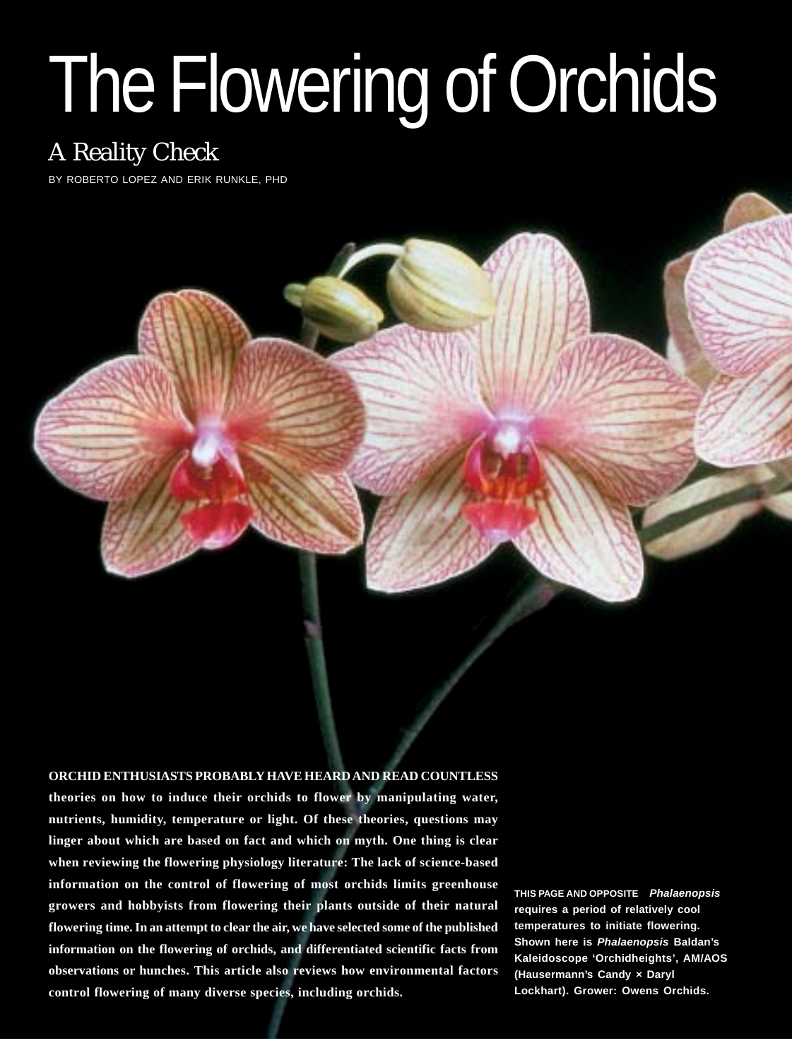# The Flowering of Orchids

## A Reality Check

BY ROBERTO LOPEZ AND ERIK RUNKLE, PHD

**ORCHID ENTHUSIASTS PROBABLY HAVE HEARD AND READ COUNTLESS theories on how to induce their orchids to flower by manipulating water, nutrients, humidity, temperature or light. Of these theories, questions may linger about which are based on fact and which on myth. One thing is clear when reviewing the flowering physiology literature: The lack of science-based information on the control of flowering of most orchids limits greenhouse growers and hobbyists from flowering their plants outside of their natural flowering time. In an attempt to clear the air, we have selected some of the published information on the flowering of orchids, and differentiated scientific facts from observations or hunches. This article also reviews how environmental factors control flowering of many diverse species, including orchids.**

**THIS PAGE AND OPPOSITE** ***Phalaenopsis*** **requires a period of relatively cool temperatures to initiate flowering. Shown here is** ***Phalaenopsis*** **Baldan's Kaleidoscope 'Orchidheights', AM/AOS (Hausermann's Candy × Daryl Lockhart). Grower: Owens Orchids.**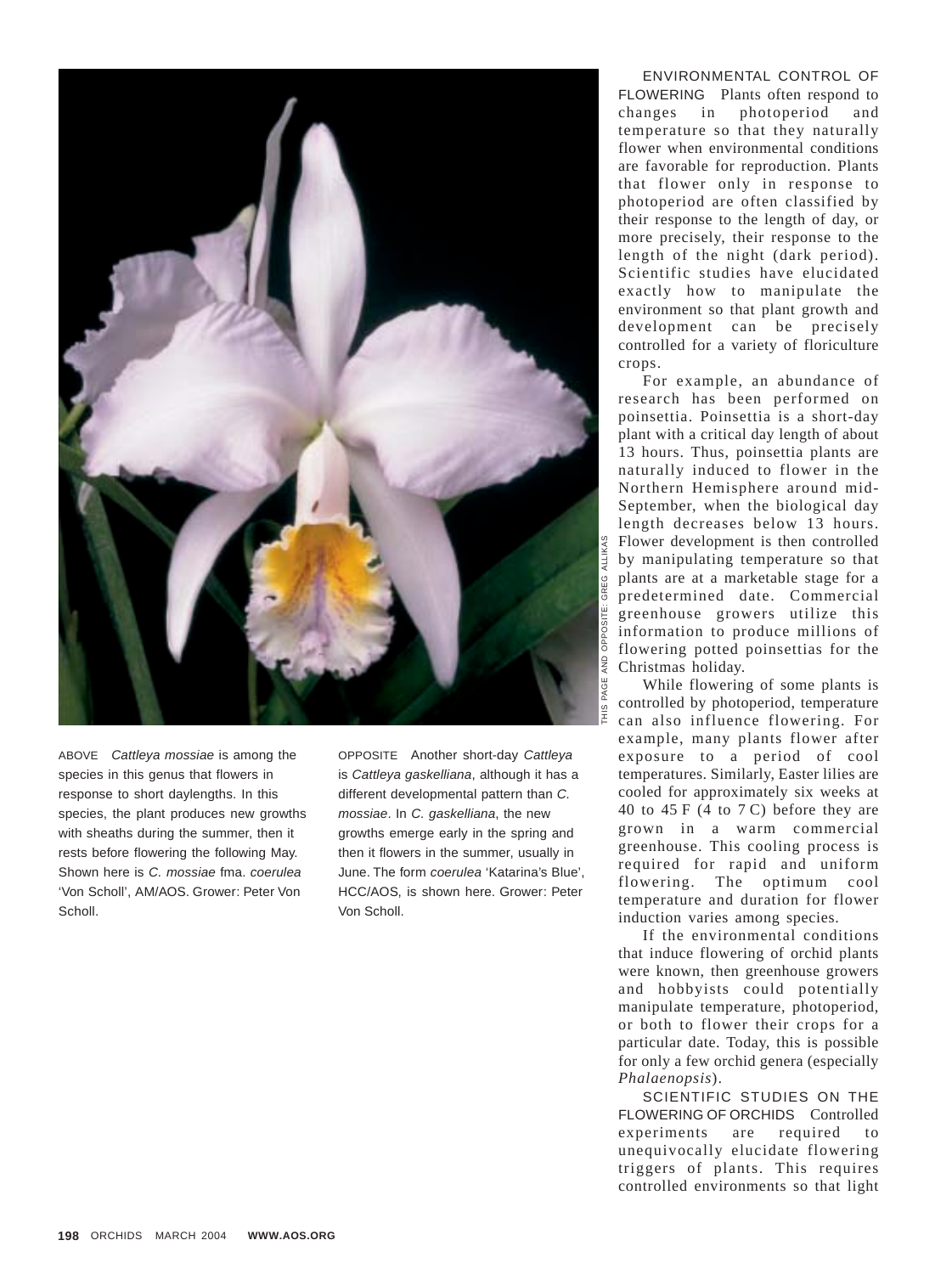ABOVE *Cattleya mossiae* is among the species in this genus that flowers in response to short daylengths. In this species, the plant produces new growths with sheaths during the summer, then it rests before flowering the following May. Shown here is *C. mossiae* fma. *coerulea* 'Von Scholl', AM/AOS. Grower: Peter Von Scholl.

OPPOSITE Another short-day *Cattleya* is *Cattleya gaskelliana*, although it has a different developmental pattern than *C. mossiae*. In *C. gaskelliana*, the new growths emerge early in the spring and then it flowers in the summer, usually in June. The form *coerulea* 'Katarina's Blue', HCC/AOS, is shown here. Grower: Peter Von Scholl.

THIS PAGE AND OPPOSITE: GREG ALLIKAS

ENVIRONMENTAL CONTROL OF FLOWERING Plants often respond to changes in photoperiod and temperature so that they naturally flower when environmental conditions are favorable for reproduction. Plants that flower only in response to photoperiod are often classified by their response to the length of day, or more precisely, their response to the length of the night (dark period). Scientific studies have elucidated exactly how to manipulate the environment so that plant growth and development can be precisely controlled for a variety of floriculture crops.

For example, an abundance of research has been performed on poinsettia. Poinsettia is a short-day plant with a critical day length of about 13 hours. Thus, poinsettia plants are naturally induced to flower in the Northern Hemisphere around mid-September, when the biological day length decreases below 13 hours. Flower development is then controlled by manipulating temperature so that plants are at a marketable stage for a predetermined date. Commercial greenhouse growers utilize this information to produce millions of flowering potted poinsettias for the Christmas holiday.

While flowering of some plants is controlled by photoperiod, temperature can also influence flowering. For example, many plants flower after exposure to a period of cool temperatures. Similarly, Easter lilies are cooled for approximately six weeks at 40 to 45 F (4 to 7 C) before they are grown in a warm commercial greenhouse. This cooling process is required for rapid and uniform flowering. The optimum cool temperature and duration for flower induction varies among species.

If the environmental conditions that induce flowering of orchid plants were known, then greenhouse growers and hobbyists could potentially manipulate temperature, photoperiod, or both to flower their crops for a particular date. Today, this is possible for only a few orchid genera (especially *Phalaenopsis*).

SCIENTIFIC STUDIES ON THE FLOWERING OF ORCHIDS Controlled experiments are required to unequivocally elucidate flowering triggers of plants. This requires controlled environments so that light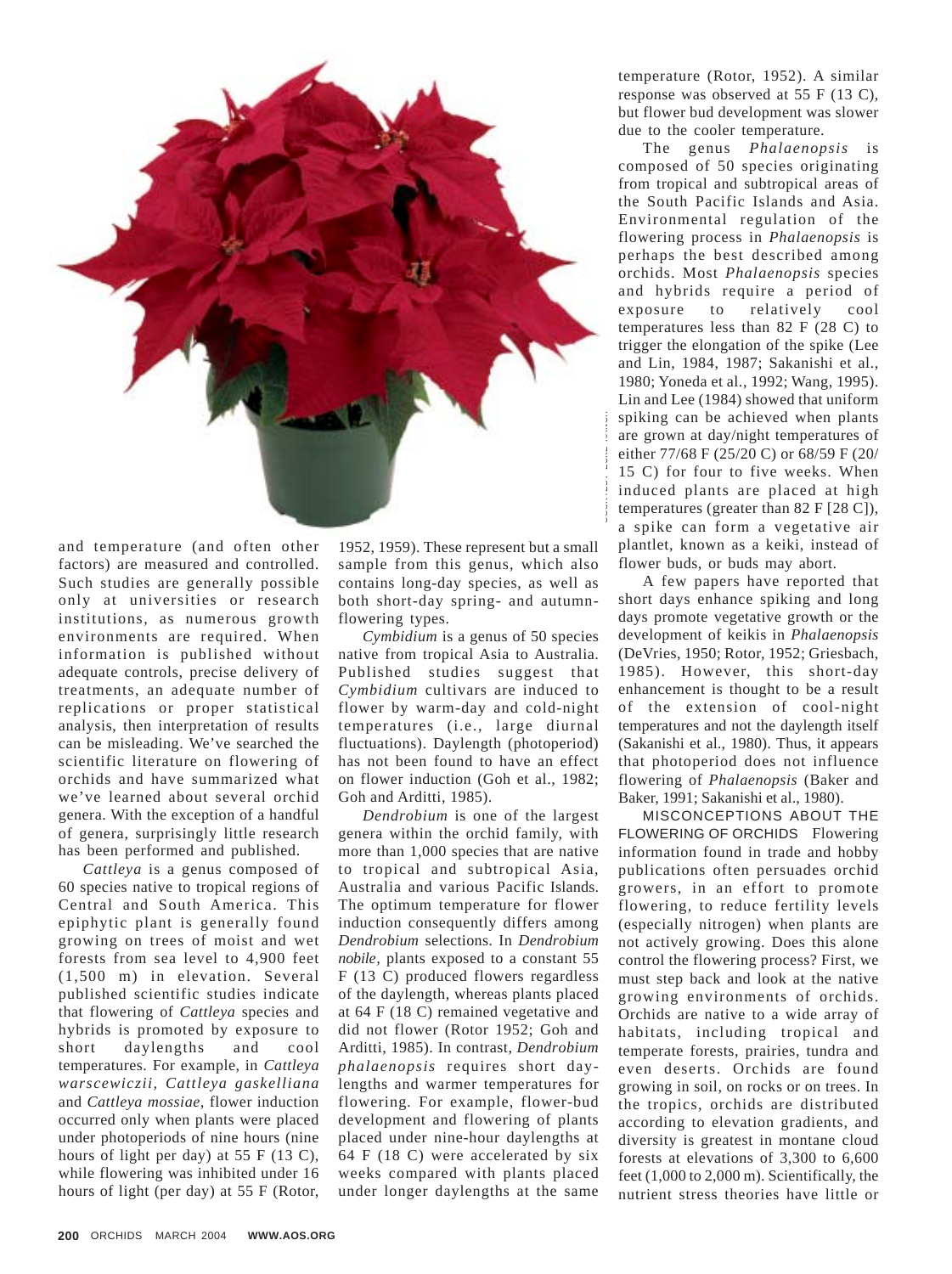and temperature (and often other factors) are measured and controlled. Such studies are generally possible only at universities or research institutions, as numerous growth environments are required. When information is published without adequate controls, precise delivery of treatments, an adequate number of replications or proper statistical analysis, then interpretation of results can be misleading. We've searched the scientific literature on flowering of orchids and have summarized what we've learned about several orchid genera. With the exception of a handful of genera, surprisingly little research has been performed and published.

*Cattleya* is a genus composed of 60 species native to tropical regions of Central and South America. This epiphytic plant is generally found growing on trees of moist and wet forests from sea level to 4,900 feet (1,500 m) in elevation. Several published scientific studies indicate that flowering of *Cattleya* species and hybrids is promoted by exposure to short daylengths and cool temperatures. For example, in *Cattleya warscewiczii, Cattleya gaskelliana* and *Cattleya mossiae*, flower induction occurred only when plants were placed under photoperiods of nine hours (nine hours of light per day) at 55 F (13 C), while flowering was inhibited under 16 hours of light (per day) at 55 F (Rotor, 1952, 1959). These represent but a small sample from this genus, which also contains long-day species, as well as both short-day spring- and autumn-flowering types.

*Cymbidium* is a genus of 50 species native from tropical Asia to Australia. Published studies suggest that *Cymbidium* cultivars are induced to flower by warm-day and cold-night temperatures (i.e., large diurnal fluctuations). Daylength (photoperiod) has not been found to have an effect on flower induction (Goh et al., 1982; Goh and Arditti, 1985).

*Dendrobium* is one of the largest genera within the orchid family, with more than 1,000 species that are native to tropical and subtropical Asia, Australia and various Pacific Islands. The optimum temperature for flower induction consequently differs among *Dendrobium* selections. In *Dendrobium nobile*, plants exposed to a constant 55 F (13 C) produced flowers regardless of the daylength, whereas plants placed at 64 F (18 C) remained vegetative and did not flower (Rotor 1952; Goh and Arditti, 1985). In contrast, *Dendrobium phalaenopsis* requires short daylengths and warmer temperatures for flowering. For example, flower-bud development and flowering of plants placed under nine-hour daylengths at 64 F (18 C) were accelerated by six weeks compared with plants placed under longer daylengths at the same temperature (Rotor, 1952). A similar response was observed at 55 F (13 C), but flower bud development was slower due to the cooler temperature.

The genus *Phalaenopsis* is composed of 50 species originating from tropical and subtropical areas of the South Pacific Islands and Asia. Environmental regulation of the flowering process in *Phalaenopsis* is perhaps the best described among orchids. Most *Phalaenopsis* species and hybrids require a period of exposure to relatively cool temperatures less than 82 F (28 C) to trigger the elongation of the spike (Lee and Lin, 1984, 1987; Sakanishi et al., 1980; Yoneda et al., 1992; Wang, 1995). Lin and Lee (1984) showed that uniform spiking can be achieved when plants are grown at day/night temperatures of either 77/68 F (25/20 C) or 68/59 F (20/15 C) for four to five weeks. When induced plants are placed at high temperatures (greater than 82 F [28 C]), a spike can form a vegetative air plantlet, known as a keiki, instead of flower buds, or buds may abort.

A few papers have reported that short days enhance spiking and long days promote vegetative growth or the development of keikis in *Phalaenopsis* (DeVries, 1950; Rotor, 1952; Griesbach, 1985). However, this short-day enhancement is thought to be a result of the extension of cool-night temperatures and not the daylength itself (Sakanishi et al., 1980). Thus, it appears that photoperiod does not influence flowering of *Phalaenopsis* (Baker and Baker, 1991; Sakanishi et al., 1980).

MISCONCEPTIONS ABOUT THE FLOWERING OF ORCHIDS Flowering information found in trade and hobby publications often persuades orchid growers, in an effort to promote flowering, to reduce fertility levels (especially nitrogen) when plants are not actively growing. Does this alone control the flowering process? First, we must step back and look at the native growing environments of orchids. Orchids are native to a wide array of habitats, including tropical and temperate forests, prairies, tundra and even deserts. Orchids are found growing in soil, on rocks or on trees. In the tropics, orchids are distributed according to elevation gradients, and diversity is greatest in montane cloud forests at elevations of 3,300 to 6,600 feet (1,000 to 2,000 m). Scientifically, the nutrient stress theories have little or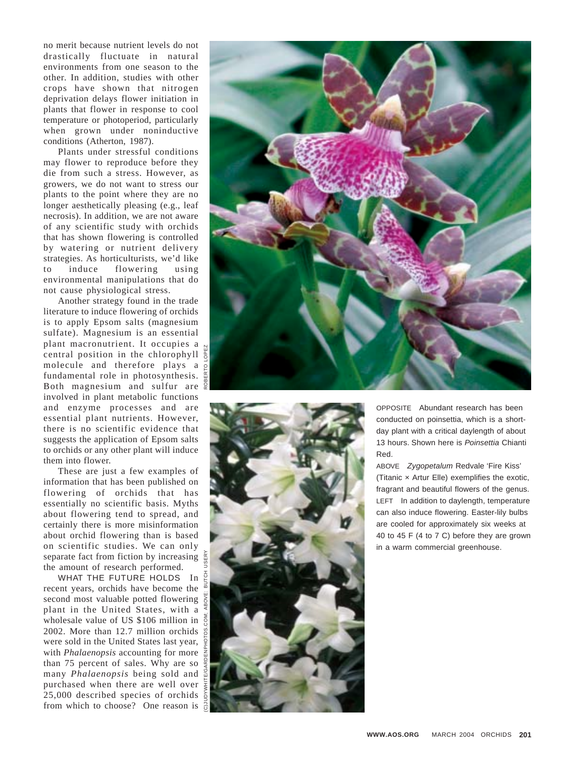no merit because nutrient levels do not drastically fluctuate in natural environments from one season to the other. In addition, studies with other crops have shown that nitrogen deprivation delays flower initiation in plants that flower in response to cool temperature or photoperiod, particularly when grown under noninductive conditions (Atherton, 1987).

Plants under stressful conditions may flower to reproduce before they die from such a stress. However, as growers, we do not want to stress our plants to the point where they are no longer aesthetically pleasing (e.g., leaf necrosis). In addition, we are not aware of any scientific study with orchids that has shown flowering is controlled by watering or nutrient delivery strategies. As horticulturists, we'd like to induce flowering using environmental manipulations that do not cause physiological stress.

Another strategy found in the trade literature to induce flowering of orchids is to apply Epsom salts (magnesium sulfate). Magnesium is an essential plant macronutrient. It occupies a central position in the chlorophyll molecule and therefore plays a fundamental role in photosynthesis. Both magnesium and sulfur are involved in plant metabolic functions and enzyme processes and are essential plant nutrients. However, there is no scientific evidence that suggests the application of Epsom salts to orchids or any other plant will induce them into flower.

These are just a few examples of information that has been published on flowering of orchids that has essentially no scientific basis. Myths about flowering tend to spread, and certainly there is more misinformation about orchid flowering than is based on scientific studies. We can only separate fact from fiction by increasing the amount of research performed.

WHAT THE FUTURE HOLDS In recent years, orchids have become the second most valuable potted flowering plant in the United States, with a wholesale value of US $106 million in 2002. More than 12.7 million orchids were sold in the United States last year, with *Phalaenopsis* accounting for more than 75 percent of sales. Why are so many *Phalaenopsis* being sold and purchased when there are well over 25,000 described species of orchids from which to choose? One reason is

ROBERTO LOPEZ

(C)JUDYWHITE/GARDENPHOTOS.COM; ABOVE: BUTCH USERY

OPPOSITE Abundant research has been conducted on poinsettia, which is a short-day plant with a critical daylength of about 13 hours. Shown here is *Poinsettia* Chianti Red.

ABOVE *Zygopetalum* Redvale 'Fire Kiss' (Titanic × Artur Elle) exemplifies the exotic, fragrant and beautiful flowers of the genus.

LEFT In addition to daylength, temperature can also induce flowering. Easter-lily bulbs are cooled for approximately six weeks at 40 to 45 F (4 to 7 C) before they are grown in a warm commercial greenhouse.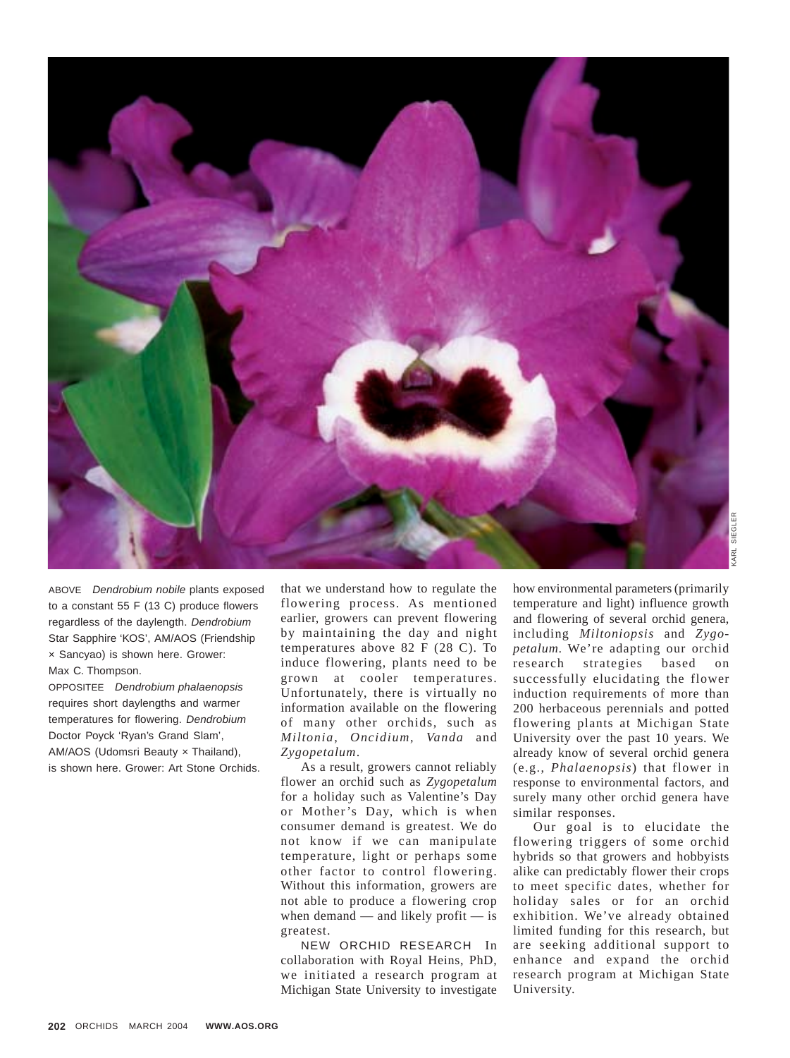ABOVE *Dendrobium nobile* plants exposed to a constant 55 F (13 C) produce flowers regardless of the daylength. *Dendrobium* Star Sapphire 'KOS', AM/AOS (Friendship × Sancyao) is shown here. Grower: Max C. Thompson.

OPPOSITEE *Dendrobium phalaenopsis* requires short daylengths and warmer temperatures for flowering. *Dendrobium* Doctor Poyck 'Ryan's Grand Slam', AM/AOS (Udomsri Beauty × Thailand), is shown here. Grower: Art Stone Orchids.

KARL SIEGLER

that we understand how to regulate the flowering process. As mentioned earlier, growers can prevent flowering by maintaining the day and night temperatures above 82 F (28 C). To induce flowering, plants need to be grown at cooler temperatures. Unfortunately, there is virtually no information available on the flowering of many other orchids, such as *Miltonia*, *Oncidium*, *Vanda* and *Zygopetalum*.

As a result, growers cannot reliably flower an orchid such as *Zygopetalum* for a holiday such as Valentine's Day or Mother's Day, which is when consumer demand is greatest. We do not know if we can manipulate temperature, light or perhaps some other factor to control flowering. Without this information, growers are not able to produce a flowering crop when demand — and likely profit — is greatest.

NEW ORCHID RESEARCH In collaboration with Royal Heins, PhD, we initiated a research program at Michigan State University to investigate how environmental parameters (primarily temperature and light) influence growth and flowering of several orchid genera, including *Miltoniopsis* and *Zygopetalum*. We're adapting our orchid research strategies based on successfully elucidating the flower induction requirements of more than 200 herbaceous perennials and potted flowering plants at Michigan State University over the past 10 years. We already know of several orchid genera (e.g., *Phalaenopsis*) that flower in response to environmental factors, and surely many other orchid genera have similar responses.

Our goal is to elucidate the flowering triggers of some orchid hybrids so that growers and hobbyists alike can predictably flower their crops to meet specific dates, whether for holiday sales or for an orchid exhibition. We've already obtained limited funding for this research, but are seeking additional support to enhance and expand the orchid research program at Michigan State University.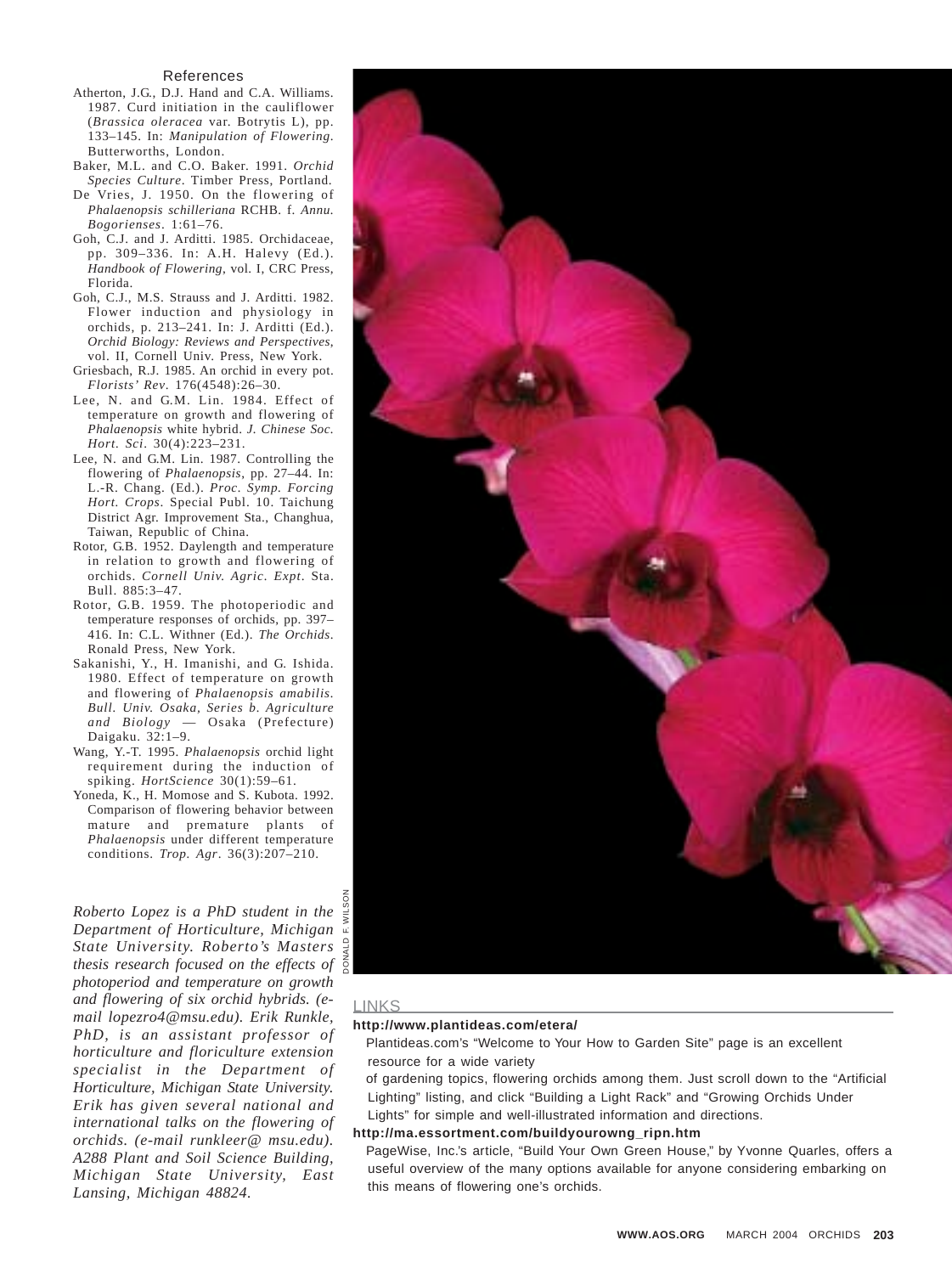## References

Atherton, J.G., D.J. Hand and C.A. Williams. 1987. Curd initiation in the cauliflower (*Brassica oleracea* var. Botrytis L), pp. 133–145. In: *Manipulation of Flowering*. Butterworths, London.

Baker, M.L. and C.O. Baker. 1991. *Orchid Species Culture*. Timber Press, Portland.

De Vries, J. 1950. On the flowering of *Phalaenopsis schilleriana* RCHB. f. *Annu. Bogorienses*. 1:61–76.

Goh, C.J. and J. Arditti. 1985. Orchidaceae, pp. 309–336. In: A.H. Halevy (Ed.). *Handbook of Flowering*, vol. I, CRC Press, Florida.

Goh, C.J., M.S. Strauss and J. Arditti. 1982. Flower induction and physiology in orchids, p. 213–241. In: J. Arditti (Ed.). *Orchid Biology: Reviews and Perspectives*, vol. II, Cornell Univ. Press, New York.

Griesbach, R.J. 1985. An orchid in every pot. *Florists' Rev*. 176(4548):26–30.

Lee, N. and G.M. Lin. 1984. Effect of temperature on growth and flowering of *Phalaenopsis* white hybrid. *J. Chinese Soc. Hort. Sci*. 30(4):223–231.

Lee, N. and G.M. Lin. 1987. Controlling the flowering of *Phalaenopsis*, pp. 27–44. In: L.-R. Chang. (Ed.). *Proc. Symp. Forcing Hort. Crops*. Special Publ. 10. Taichung District Agr. Improvement Sta., Changhua, Taiwan, Republic of China.

Rotor, G.B. 1952. Daylength and temperature in relation to growth and flowering of orchids. *Cornell Univ. Agric. Expt*. Sta. Bull. 885:3–47.

Rotor, G.B. 1959. The photoperiodic and temperature responses of orchids, pp. 397–416. In: C.L. Withner (Ed.). *The Orchids*. Ronald Press, New York.

Sakanishi, Y., H. Imanishi, and G. Ishida. 1980. Effect of temperature on growth and flowering of *Phalaenopsis amabilis*. *Bull. Univ. Osaka, Series b. Agriculture and Biology* — Osaka (Prefecture) Daigaku. 32:1–9.

Wang, Y.-T. 1995. *Phalaenopsis* orchid light requirement during the induction of spiking. *HortScience* 30(1):59–61.

Yoneda, K., H. Momose and S. Kubota. 1992. Comparison of flowering behavior between mature and premature plants of *Phalaenopsis* under different temperature conditions. *Trop. Agr*. 36(3):207–210.

*Roberto Lopez is a PhD student in the Department of Horticulture, Michigan State University. Roberto's Masters thesis research focused on the effects of photoperiod and temperature on growth and flowering of six orchid hybrids. (e-mail lopezro4@msu.edu). Erik Runkle, PhD, is an assistant professor of horticulture and floriculture extension specialist in the Department of Horticulture, Michigan State University. Erik has given several national and international talks on the flowering of orchids. (e-mail runkleer@ msu.edu). A288 Plant and Soil Science Building, Michigan State University, East Lansing, Michigan 48824.*

DONALD F. WILSON

## LINKS

**http://www.plantideas.com/etera/**

Plantideas.com's "Welcome to Your How to Garden Site" page is an excellent resource for a wide variety of gardening topics, flowering orchids among them. Just scroll down to the "Artificial Lighting" listing, and click "Building a Light Rack" and "Growing Orchids Under Lights" for simple and well-illustrated information and directions.

**http://ma.essortment.com/buildyourowng_ripn.htm**

PageWise, Inc.'s article, "Build Your Own Green House," by Yvonne Quarles, offers a useful overview of the many options available for anyone considering embarking on this means of flowering one's orchids.